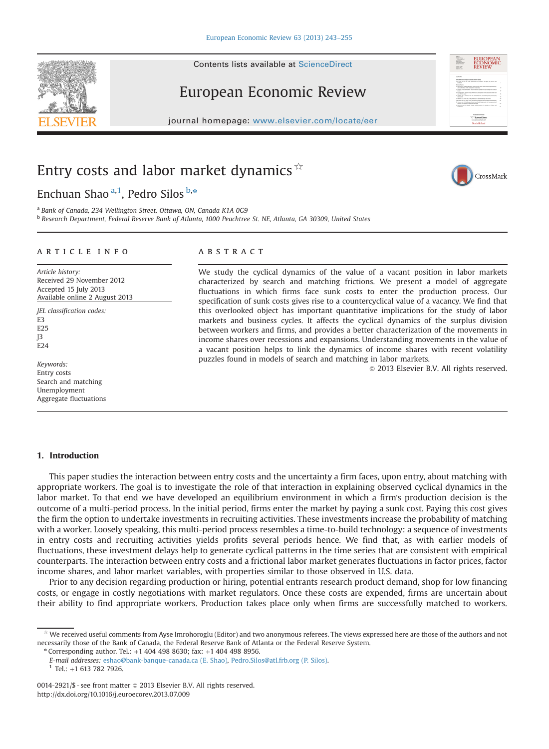# Entry costs and labor market dynamics ☆

Enchuan Shao [a,1], Pedro Silos [b,*]

[a] Bank of Canada, 234 Wellington Street, Ottawa, ON, Canada K1A 0G9
[b] Research Department, Federal Reserve Bank of Atlanta, 1000 Peachtree St. NE, Atlanta, GA 30309, United States

## ARTICLE INFO

*Article history:*
Received 29 November 2012
Accepted 15 July 2013
Available online 2 August 2013

*JEL classification codes:*
E3
E25
J3
E24

*Keywords:*
Entry costs
Search and matching
Unemployment
Aggregate fluctuations

## ABSTRACT

We study the cyclical dynamics of the value of a vacant position in labor markets characterized by search and matching frictions. We present a model of aggregate fluctuations in which firms face sunk costs to enter the production process. Our specification of sunk costs gives rise to a countercyclical value of a vacancy. We find that this overlooked object has important quantitative implications for the study of labor markets and business cycles. It affects the cyclical dynamics of the surplus division between workers and firms, and provides a better characterization of the movements in income shares over recessions and expansions. Understanding movements in the value of a vacant position helps to link the dynamics of income shares with recent volatility puzzles found in models of search and matching in labor markets.

© 2013 Elsevier B.V. All rights reserved.

## 1. Introduction

This paper studies the interaction between entry costs and the uncertainty a firm faces, upon entry, about matching with appropriate workers. The goal is to investigate the role of that interaction in explaining observed cyclical dynamics in the labor market. To that end we have developed an equilibrium environment in which a firm's production decision is the outcome of a multi-period process. In the initial period, firms enter the market by paying a sunk cost. Paying this cost gives the firm the option to undertake investments in recruiting activities. These investments increase the probability of matching with a worker. Loosely speaking, this multi-period process resembles a time-to-build technology: a sequence of investments in entry costs and recruiting activities yields profits several periods hence. We find that, as with earlier models of fluctuations, these investment delays help to generate cyclical patterns in the time series that are consistent with empirical counterparts. The interaction between entry costs and a frictional labor market generates fluctuations in factor prices, factor income shares, and labor market variables, with properties similar to those observed in U.S. data.

Prior to any decision regarding production or hiring, potential entrants research product demand, shop for low financing costs, or engage in costly negotiations with market regulators. Once these costs are expended, firms are uncertain about their ability to find appropriate workers. Production takes place only when firms are successfully matched to workers.

---

☆ We received useful comments from Ayse Imrohoroglu (Editor) and two anonymous referees. The views expressed here are those of the authors and not necessarily those of the Bank of Canada, the Federal Reserve Bank of Atlanta or the Federal Reserve System.

\* Corresponding author. Tel.: +1 404 498 8630; fax: +1 404 498 8956.

*E-mail addresses:* eshao@bank-banque-canada.ca (E. Shao), Pedro.Silos@atl.frb.org (P. Silos).

[1] Tel.: +1 613 782 7926.

0014-2921/$ - see front matter © 2013 Elsevier B.V. All rights reserved.
http://dx.doi.org/10.1016/j.euroecorev.2013.07.009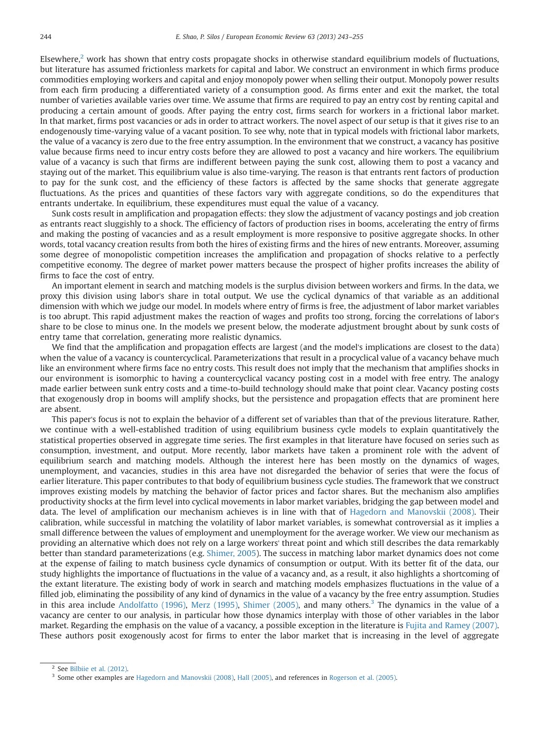Elsewhere,[2] work has shown that entry costs propagate shocks in otherwise standard equilibrium models of fluctuations, but literature has assumed frictionless markets for capital and labor. We construct an environment in which firms produce commodities employing workers and capital and enjoy monopoly power when selling their output. Monopoly power results from each firm producing a differentiated variety of a consumption good. As firms enter and exit the market, the total number of varieties available varies over time. We assume that firms are required to pay an entry cost by renting capital and producing a certain amount of goods. After paying the entry cost, firms search for workers in a frictional labor market. In that market, firms post vacancies or ads in order to attract workers. The novel aspect of our setup is that it gives rise to an endogenously time-varying value of a vacant position. To see why, note that in typical models with frictional labor markets, the value of a vacancy is zero due to the free entry assumption. In the environment that we construct, a vacancy has positive value because firms need to incur entry costs before they are allowed to post a vacancy and hire workers. The equilibrium value of a vacancy is such that firms are indifferent between paying the sunk cost, allowing them to post a vacancy and staying out of the market. This equilibrium value is also time-varying. The reason is that entrants rent factors of production to pay for the sunk cost, and the efficiency of these factors is affected by the same shocks that generate aggregate fluctuations. As the prices and quantities of these factors vary with aggregate conditions, so do the expenditures that entrants undertake. In equilibrium, these expenditures must equal the value of a vacancy.

Sunk costs result in amplification and propagation effects: they slow the adjustment of vacancy postings and job creation as entrants react sluggishly to a shock. The efficiency of factors of production rises in booms, accelerating the entry of firms and making the posting of vacancies and as a result employment is more responsive to positive aggregate shocks. In other words, total vacancy creation results from both the hires of existing firms and the hires of new entrants. Moreover, assuming some degree of monopolistic competition increases the amplification and propagation of shocks relative to a perfectly competitive economy. The degree of market power matters because the prospect of higher profits increases the ability of firms to face the cost of entry.

An important element in search and matching models is the surplus division between workers and firms. In the data, we proxy this division using labor's share in total output. We use the cyclical dynamics of that variable as an additional dimension with which we judge our model. In models where entry of firms is free, the adjustment of labor market variables is too abrupt. This rapid adjustment makes the reaction of wages and profits too strong, forcing the correlations of labor's share to be close to minus one. In the models we present below, the moderate adjustment brought about by sunk costs of entry tame that correlation, generating more realistic dynamics.

We find that the amplification and propagation effects are largest (and the model's implications are closest to the data) when the value of a vacancy is countercyclical. Parameterizations that result in a procyclical value of a vacancy behave much like an environment where firms face no entry costs. This result does not imply that the mechanism that amplifies shocks in our environment is isomorphic to having a countercyclical vacancy posting cost in a model with free entry. The analogy made earlier between sunk entry costs and a time-to-build technology should make that point clear. Vacancy posting costs that exogenously drop in booms will amplify shocks, but the persistence and propagation effects that are prominent here are absent.

This paper's focus is not to explain the behavior of a different set of variables than that of the previous literature. Rather, we continue with a well-established tradition of using equilibrium business cycle models to explain quantitatively the statistical properties observed in aggregate time series. The first examples in that literature have focused on series such as consumption, investment, and output. More recently, labor markets have taken a prominent role with the advent of equilibrium search and matching models. Although the interest here has been mostly on the dynamics of wages, unemployment, and vacancies, studies in this area have not disregarded the behavior of series that were the focus of earlier literature. This paper contributes to that body of equilibrium business cycle studies. The framework that we construct improves existing models by matching the behavior of factor prices and factor shares. But the mechanism also amplifies productivity shocks at the firm level into cyclical movements in labor market variables, bridging the gap between model and data. The level of amplification our mechanism achieves is in line with that of Hagedorn and Manovskii (2008). Their calibration, while successful in matching the volatility of labor market variables, is somewhat controversial as it implies a small difference between the values of employment and unemployment for the average worker. We view our mechanism as providing an alternative which does not rely on a large workers' threat point and which still describes the data remarkably better than standard parameterizations (e.g. Shimer, 2005). The success in matching labor market dynamics does not come at the expense of failing to match business cycle dynamics of consumption or output. With its better fit of the data, our study highlights the importance of fluctuations in the value of a vacancy and, as a result, it also highlights a shortcoming of the extant literature. The existing body of work in search and matching models emphasizes fluctuations in the value of a filled job, eliminating the possibility of any kind of dynamics in the value of a vacancy by the free entry assumption. Studies in this area include Andolfatto (1996), Merz (1995), Shimer (2005), and many others.[3] The dynamics in the value of a vacancy are center to our analysis, in particular how those dynamics interplay with those of other variables in the labor market. Regarding the emphasis on the value of a vacancy, a possible exception in the literature is Fujita and Ramey (2007). These authors posit exogenously acost for firms to enter the labor market that is increasing in the level of aggregate

[2] See Bilbiie et al. (2012).

[3] Some other examples are Hagedorn and Manovskii (2008), Hall (2005), and references in Rogerson et al. (2005).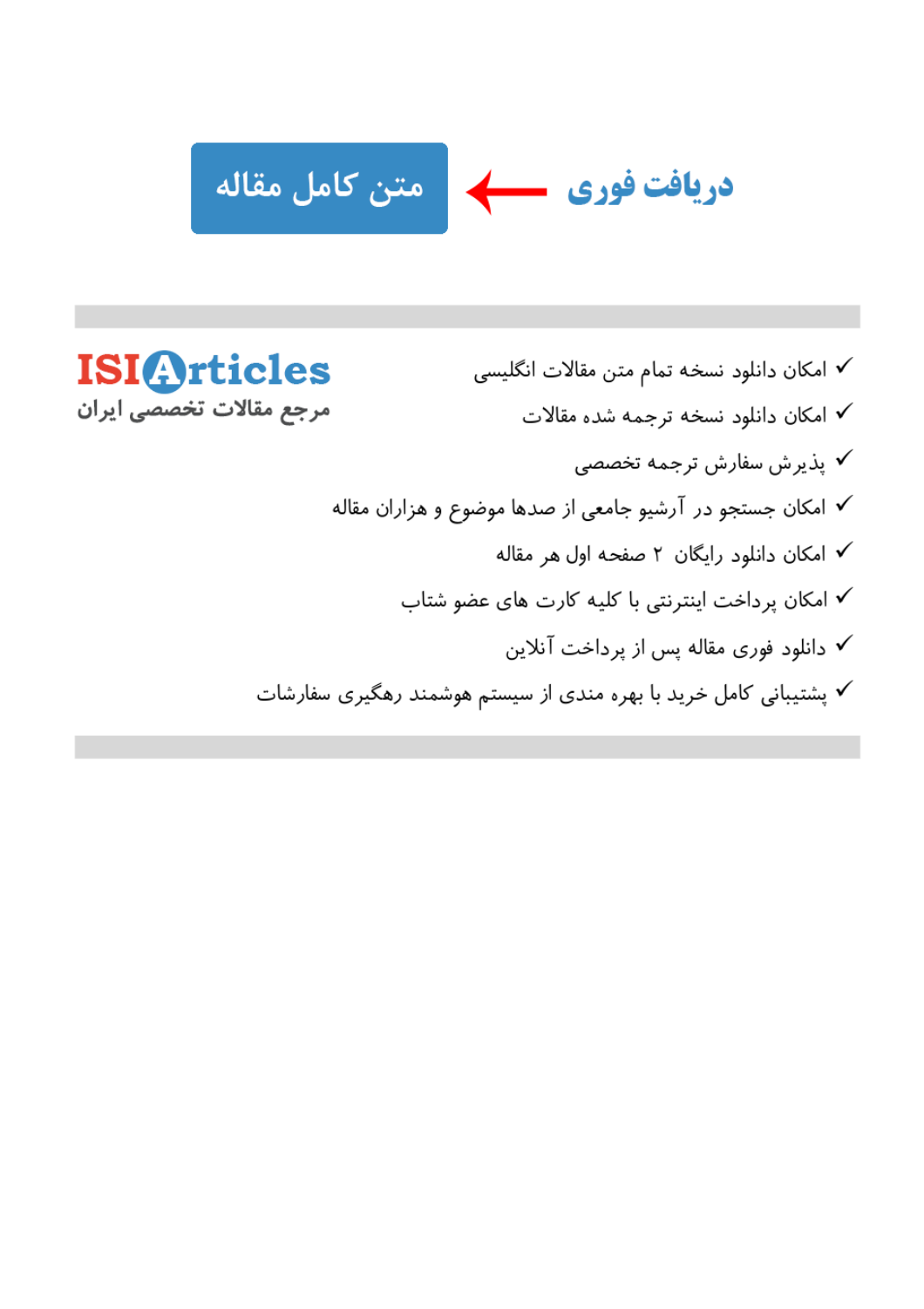دریافت فوری ← متن کامل مقاله

**ISIArticles**

مرجع مقالات تخصصی ایران

- ✓ امکان دانلود نسخه تمام متن مقالات انگلیسی
- ✓ امکان دانلود نسخه ترجمه شده مقالات
- ✓ پذیرش سفارش ترجمه تخصصی
- ✓ امکان جستجو در آرشیو جامعی از صدها موضوع و هزاران مقاله
- ✓ امکان دانلود رایگان ۲ صفحه اول هر مقاله
- ✓ امکان پرداخت اینترنتی با کلیه کارت های عضو شتاب
- ✓ دانلود فوری مقاله پس از پرداخت آنلاین
- ✓ پشتیبانی کامل خرید با بهره مندی از سیستم هوشمند رهگیری سفارشات